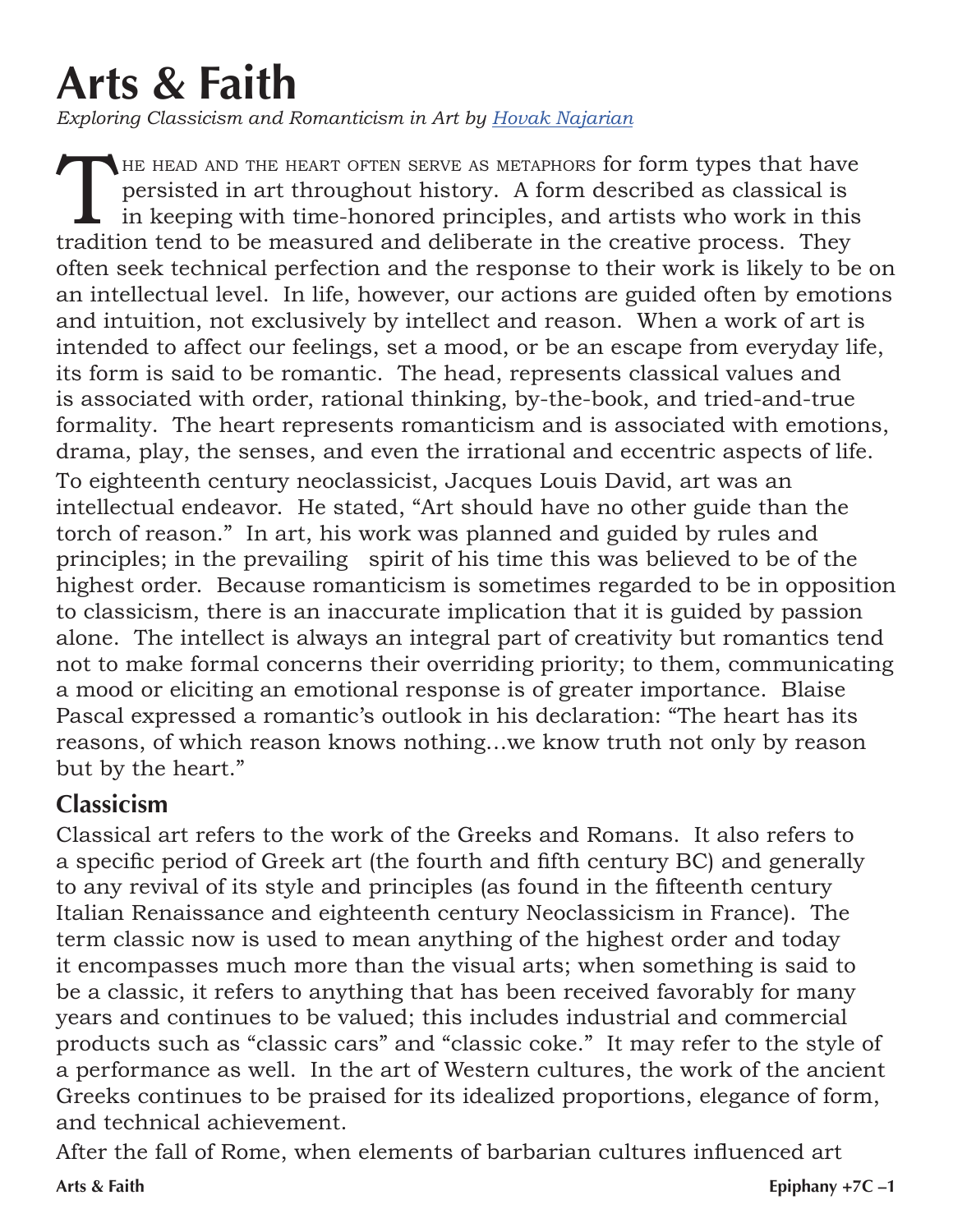# Arts & Faith

*Exploring Classicism and Romanticism in Art by Hovak Najarian*

The head and the heart often serve as metaphors for form types that have persisted in art throughout history. A form described as classical is in keeping with time-honored principles, and artists who work in this tradition tend to be measured and deliberate in the creative process. They often seek technical perfection and the response to their work is likely to be on an intellectual level. In life, however, our actions are guided often by emotions and intuition, not exclusively by intellect and reason. When a work of art is intended to affect our feelings, set a mood, or be an escape from everyday life, its form is said to be romantic. The head, represents classical values and is associated with order, rational thinking, by-the-book, and tried-and-true formality. The heart represents romanticism and is associated with emotions, drama, play, the senses, and even the irrational and eccentric aspects of life.

To eighteenth century neoclassicist, Jacques Louis David, art was an intellectual endeavor. He stated, "Art should have no other guide than the torch of reason." In art, his work was planned and guided by rules and principles; in the prevailing spirit of his time this was believed to be of the highest order. Because romanticism is sometimes regarded to be in opposition to classicism, there is an inaccurate implication that it is guided by passion alone. The intellect is always an integral part of creativity but romantics tend not to make formal concerns their overriding priority; to them, communicating a mood or eliciting an emotional response is of greater importance. Blaise Pascal expressed a romantic's outlook in his declaration: "The heart has its reasons, of which reason knows nothing…we know truth not only by reason but by the heart."

## Classicism

Classical art refers to the work of the Greeks and Romans. It also refers to a specific period of Greek art (the fourth and fifth century BC) and generally to any revival of its style and principles (as found in the fifteenth century Italian Renaissance and eighteenth century Neoclassicism in France). The term classic now is used to mean anything of the highest order and today it encompasses much more than the visual arts; when something is said to be a classic, it refers to anything that has been received favorably for many years and continues to be valued; this includes industrial and commercial products such as "classic cars" and "classic coke." It may refer to the style of a performance as well. In the art of Western cultures, the work of the ancient Greeks continues to be praised for its idealized proportions, elegance of form, and technical achievement.

After the fall of Rome, when elements of barbarian cultures influenced art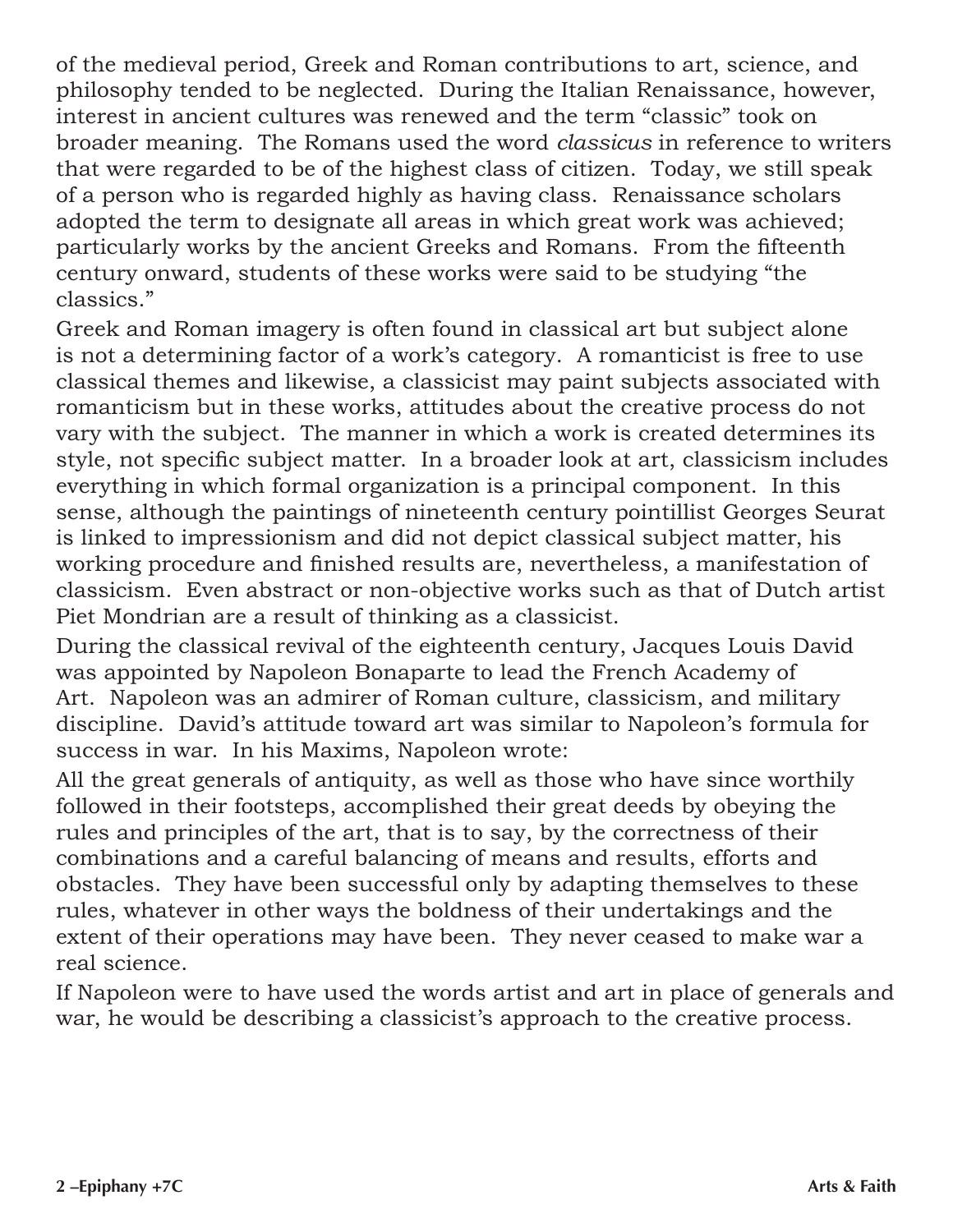of the medieval period, Greek and Roman contributions to art, science, and philosophy tended to be neglected. During the Italian Renaissance, however, interest in ancient cultures was renewed and the term "classic" took on broader meaning. The Romans used the word *classicus* in reference to writers that were regarded to be of the highest class of citizen. Today, we still speak of a person who is regarded highly as having class. Renaissance scholars adopted the term to designate all areas in which great work was achieved; particularly works by the ancient Greeks and Romans. From the fifteenth century onward, students of these works were said to be studying "the classics."

Greek and Roman imagery is often found in classical art but subject alone is not a determining factor of a work's category. A romanticist is free to use classical themes and likewise, a classicist may paint subjects associated with romanticism but in these works, attitudes about the creative process do not vary with the subject. The manner in which a work is created determines its style, not specific subject matter. In a broader look at art, classicism includes everything in which formal organization is a principal component. In this sense, although the paintings of nineteenth century pointillist Georges Seurat is linked to impressionism and did not depict classical subject matter, his working procedure and finished results are, nevertheless, a manifestation of classicism. Even abstract or non-objective works such as that of Dutch artist Piet Mondrian are a result of thinking as a classicist.

During the classical revival of the eighteenth century, Jacques Louis David was appointed by Napoleon Bonaparte to lead the French Academy of Art. Napoleon was an admirer of Roman culture, classicism, and military discipline. David's attitude toward art was similar to Napoleon's formula for success in war. In his Maxims, Napoleon wrote:

All the great generals of antiquity, as well as those who have since worthily followed in their footsteps, accomplished their great deeds by obeying the rules and principles of the art, that is to say, by the correctness of their combinations and a careful balancing of means and results, efforts and obstacles. They have been successful only by adapting themselves to these rules, whatever in other ways the boldness of their undertakings and the extent of their operations may have been. They never ceased to make war a real science.

If Napoleon were to have used the words artist and art in place of generals and war, he would be describing a classicist's approach to the creative process.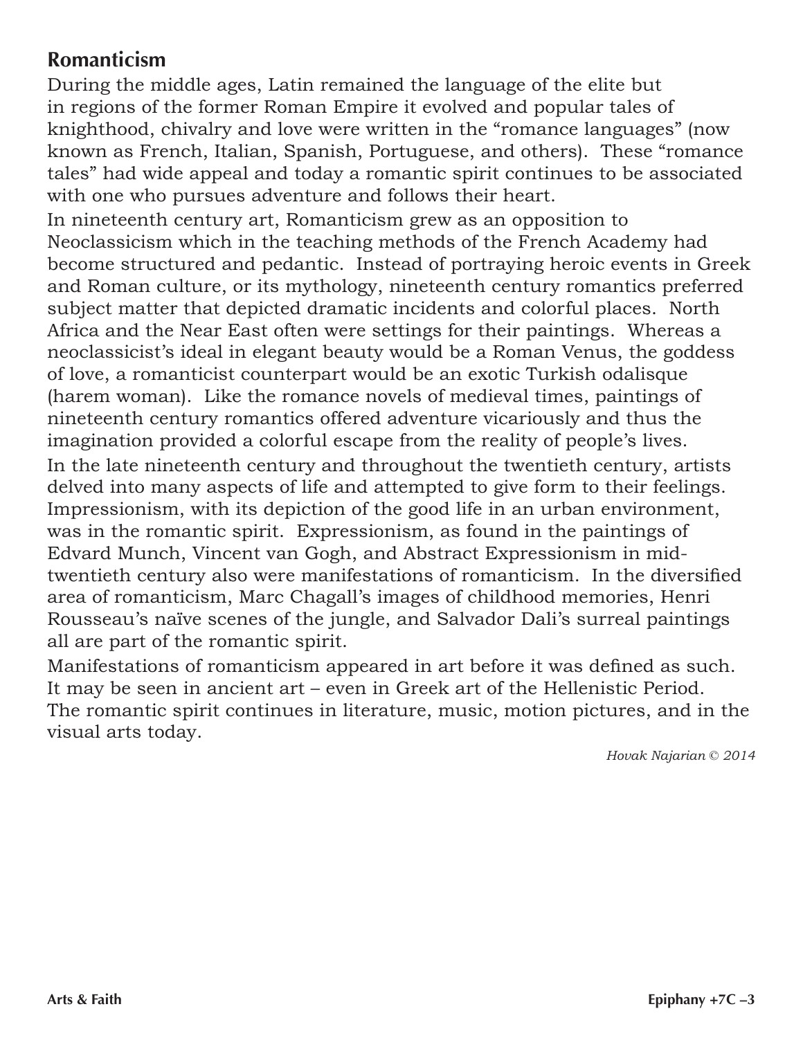## Romanticism

During the middle ages, Latin remained the language of the elite but in regions of the former Roman Empire it evolved and popular tales of knighthood, chivalry and love were written in the "romance languages" (now known as French, Italian, Spanish, Portuguese, and others). These "romance tales" had wide appeal and today a romantic spirit continues to be associated with one who pursues adventure and follows their heart.

In nineteenth century art, Romanticism grew as an opposition to Neoclassicism which in the teaching methods of the French Academy had become structured and pedantic. Instead of portraying heroic events in Greek and Roman culture, or its mythology, nineteenth century romantics preferred subject matter that depicted dramatic incidents and colorful places. North Africa and the Near East often were settings for their paintings. Whereas a neoclassicist's ideal in elegant beauty would be a Roman Venus, the goddess of love, a romanticist counterpart would be an exotic Turkish odalisque (harem woman). Like the romance novels of medieval times, paintings of nineteenth century romantics offered adventure vicariously and thus the imagination provided a colorful escape from the reality of people's lives.

In the late nineteenth century and throughout the twentieth century, artists delved into many aspects of life and attempted to give form to their feelings. Impressionism, with its depiction of the good life in an urban environment, was in the romantic spirit. Expressionism, as found in the paintings of Edvard Munch, Vincent van Gogh, and Abstract Expressionism in mid-twentieth century also were manifestations of romanticism. In the diversified area of romanticism, Marc Chagall's images of childhood memories, Henri Rousseau's naïve scenes of the jungle, and Salvador Dali's surreal paintings all are part of the romantic spirit.

Manifestations of romanticism appeared in art before it was defined as such. It may be seen in ancient art – even in Greek art of the Hellenistic Period. The romantic spirit continues in literature, music, motion pictures, and in the visual arts today.

*Hovak Najarian © 2014*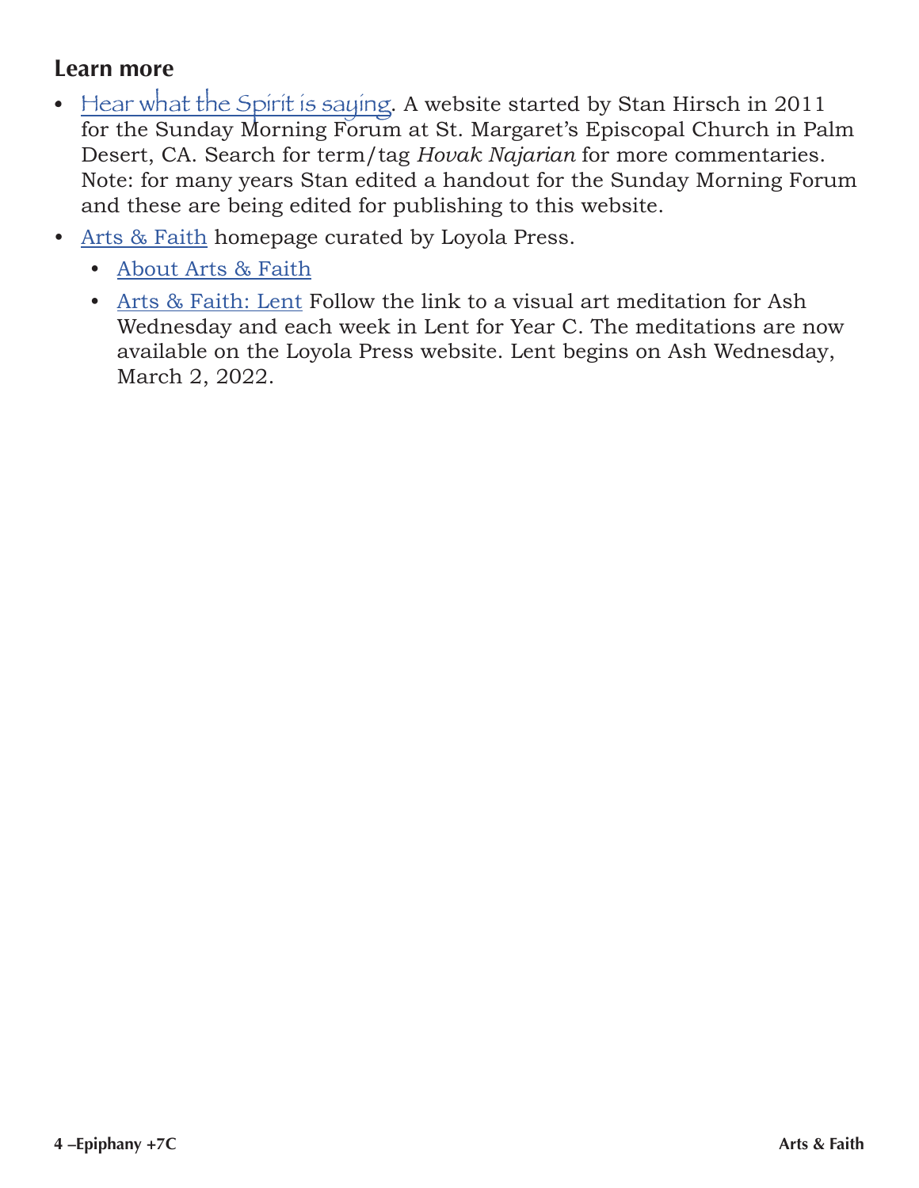## Learn more

- Hear what the Spirit is saying. A website started by Stan Hirsch in 2011 for the Sunday Morning Forum at St. Margaret's Episcopal Church in Palm Desert, CA. Search for term/tag *Hovak Najarian* for more commentaries. Note: for many years Stan edited a handout for the Sunday Morning Forum and these are being edited for publishing to this website.
- Arts & Faith homepage curated by Loyola Press.
  - About Arts & Faith
  - Arts & Faith: Lent Follow the link to a visual art meditation for Ash Wednesday and each week in Lent for Year C. The meditations are now available on the Loyola Press website. Lent begins on Ash Wednesday, March 2, 2022.